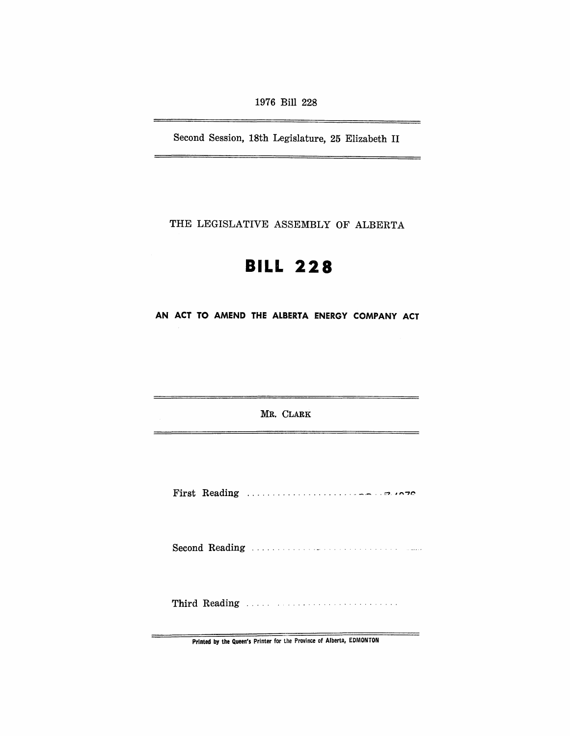1976 Bill 228

Second Session, 18th Legislature, 25 Elizabeth II

THE LEGISLATIVE ASSEMBLY OF ALBERTA

# BILL 228

## AN ACT TO AMEND THE ALBERTA ENERGY COMPANY ACT

MR. CLARK

First Reading .......................................

Second Reading .......................................

Third Reading .......................................

Printed by the Queen's Printer for the Province of Alberta, EDMONTON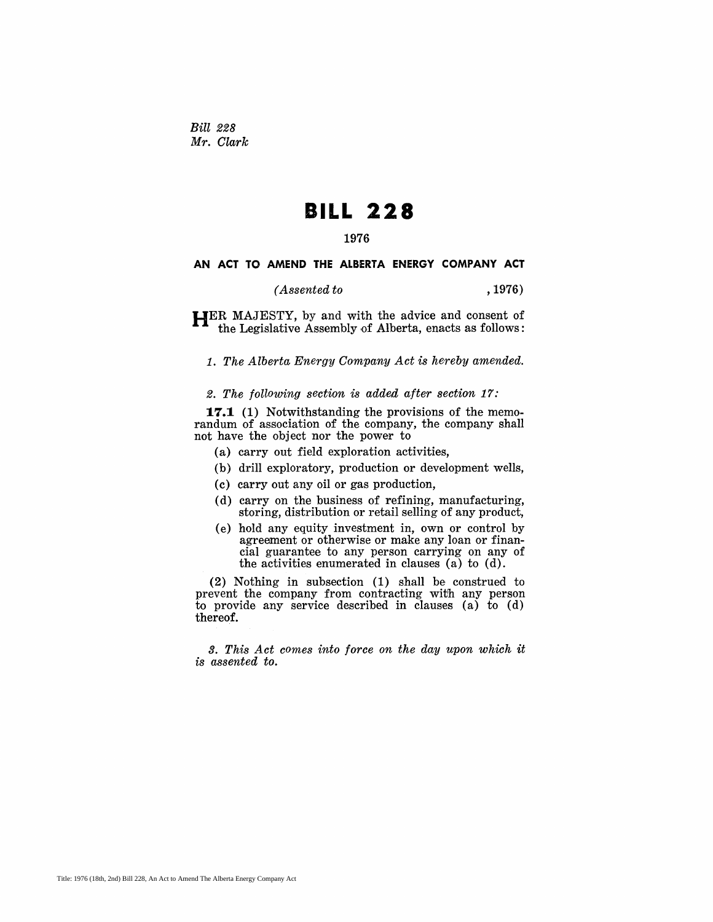*Bill 228*
*Mr. Clark*

# BILL 228

## 1976

## AN ACT TO AMEND THE ALBERTA ENERGY COMPANY ACT

*(Assented to , 1976)*

HER MAJESTY, by and with the advice and consent of the Legislative Assembly of Alberta, enacts as follows:

*1. The Alberta Energy Company Act is hereby amended.*

*2. The following section is added after section 17:*

**17.1** (1) Notwithstanding the provisions of the memorandum of association of the company, the company shall not have the object nor the power to

(a) carry out field exploration activities,

(b) drill exploratory, production or development wells,

(c) carry out any oil or gas production,

(d) carry on the business of refining, manufacturing, storing, distribution or retail selling of any product,

(e) hold any equity investment in, own or control by agreement or otherwise or make any loan or financial guarantee to any person carrying on any of the activities enumerated in clauses (a) to (d).

(2) Nothing in subsection (1) shall be construed to prevent the company from contracting with any person to provide any service described in clauses (a) to (d) thereof.

*3. This Act comes into force on the day upon which it is assented to.*